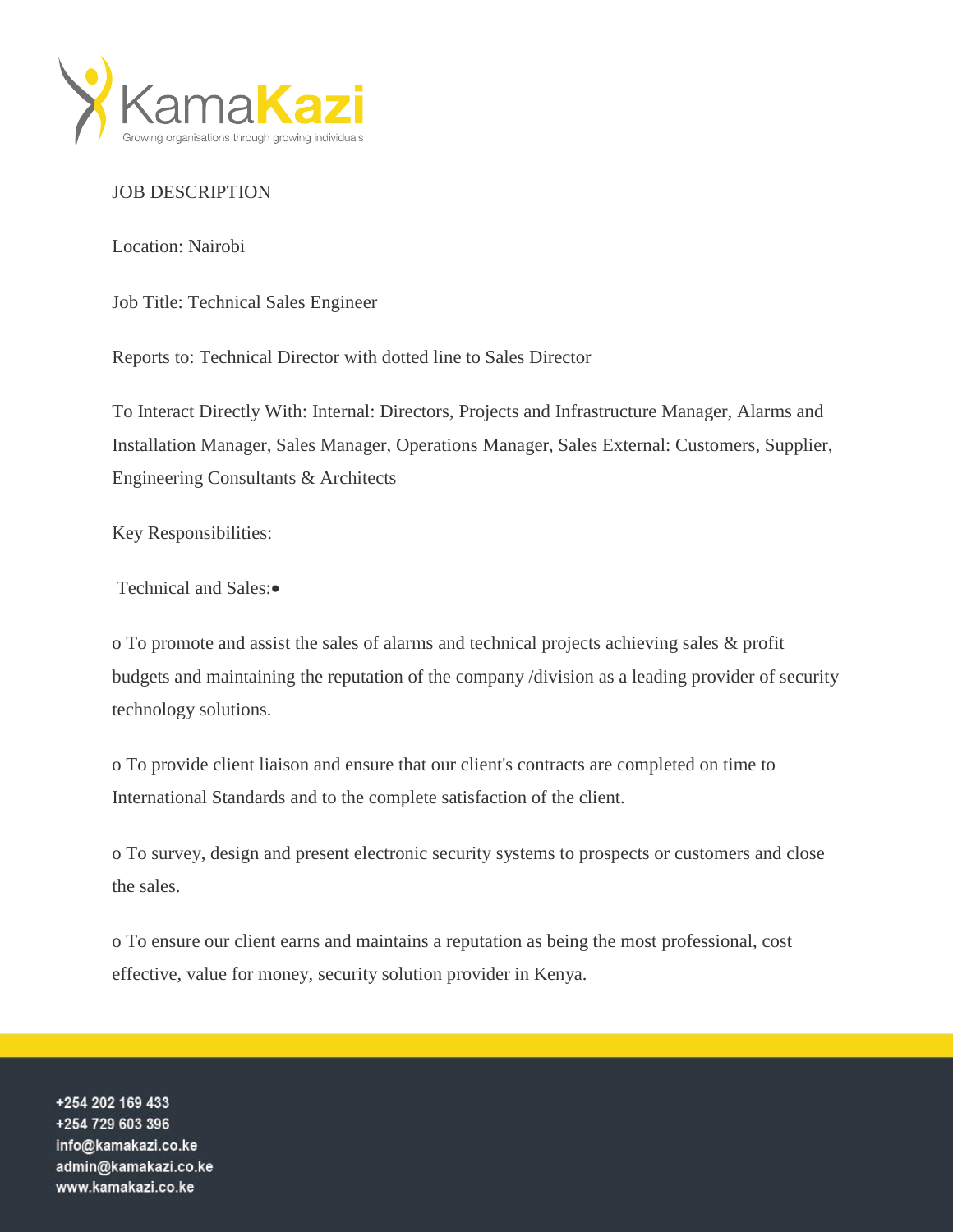JOB DESCRIPTION

Location: Nairobi

Job Title: Technical Sales Engineer

Reports to: Technical Director with dotted line to Sales Director

To Interact Directly With: Internal: Directors, Projects and Infrastructure Manager, Alarms and Installation Manager, Sales Manager, Operations Manager, Sales External: Customers, Supplier, Engineering Consultants & Architects

Key Responsibilities:

Technical and Sales:•

o To promote and assist the sales of alarms and technical projects achieving sales & profit budgets and maintaining the reputation of the company /division as a leading provider of security technology solutions.

o To provide client liaison and ensure that our client's contracts are completed on time to International Standards and to the complete satisfaction of the client.

o To survey, design and present electronic security systems to prospects or customers and close the sales.

o To ensure our client earns and maintains a reputation as being the most professional, cost effective, value for money, security solution provider in Kenya.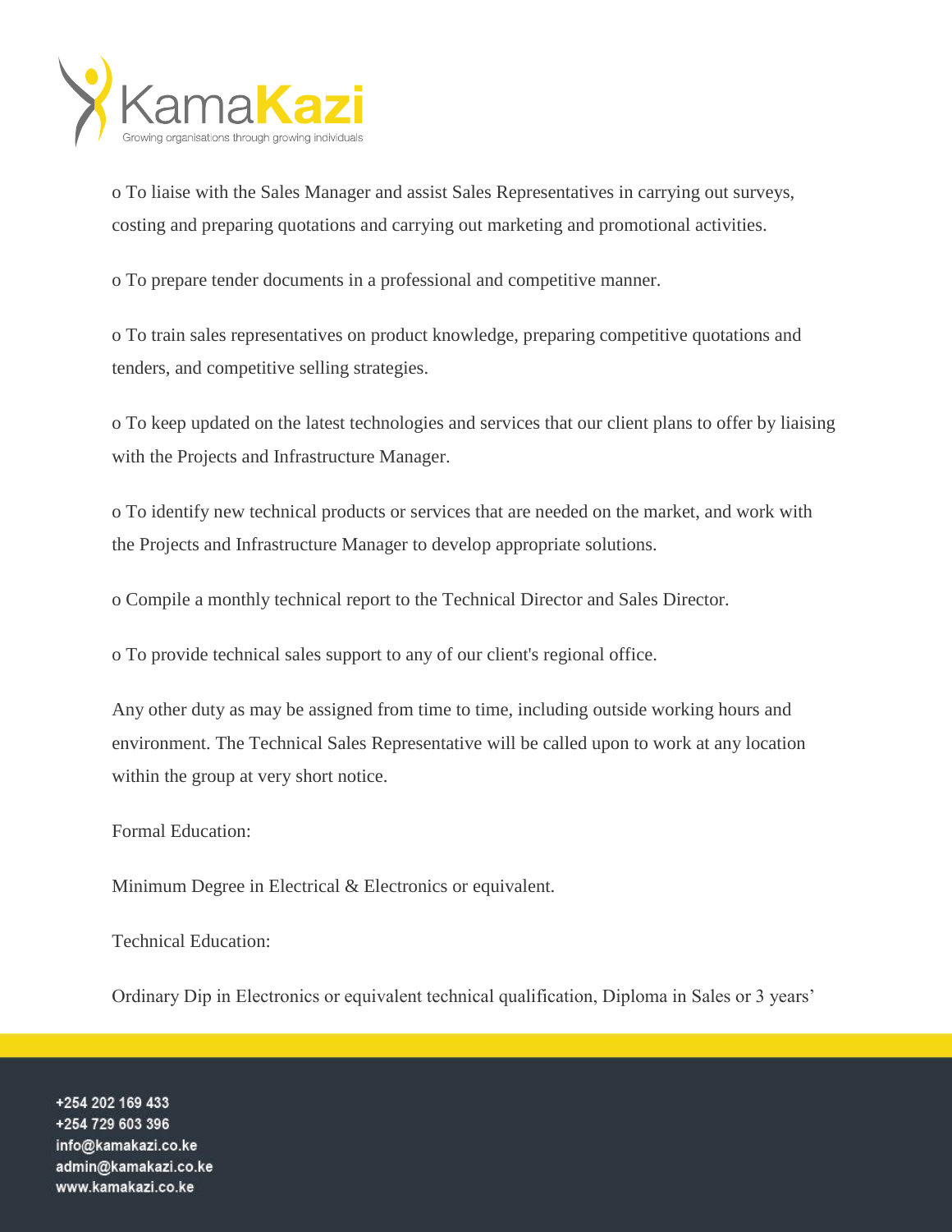- To liaise with the Sales Manager and assist Sales Representatives in carrying out surveys, costing and preparing quotations and carrying out marketing and promotional activities.
- To prepare tender documents in a professional and competitive manner.
- To train sales representatives on product knowledge, preparing competitive quotations and tenders, and competitive selling strategies.
- To keep updated on the latest technologies and services that our client plans to offer by liaising with the Projects and Infrastructure Manager.
- To identify new technical products or services that are needed on the market, and work with the Projects and Infrastructure Manager to develop appropriate solutions.
- Compile a monthly technical report to the Technical Director and Sales Director.
- To provide technical sales support to any of our client's regional office.

Any other duty as may be assigned from time to time, including outside working hours and environment. The Technical Sales Representative will be called upon to work at any location within the group at very short notice.

Formal Education:

Minimum Degree in Electrical & Electronics or equivalent.

Technical Education:

Ordinary Dip in Electronics or equivalent technical qualification, Diploma in Sales or 3 years'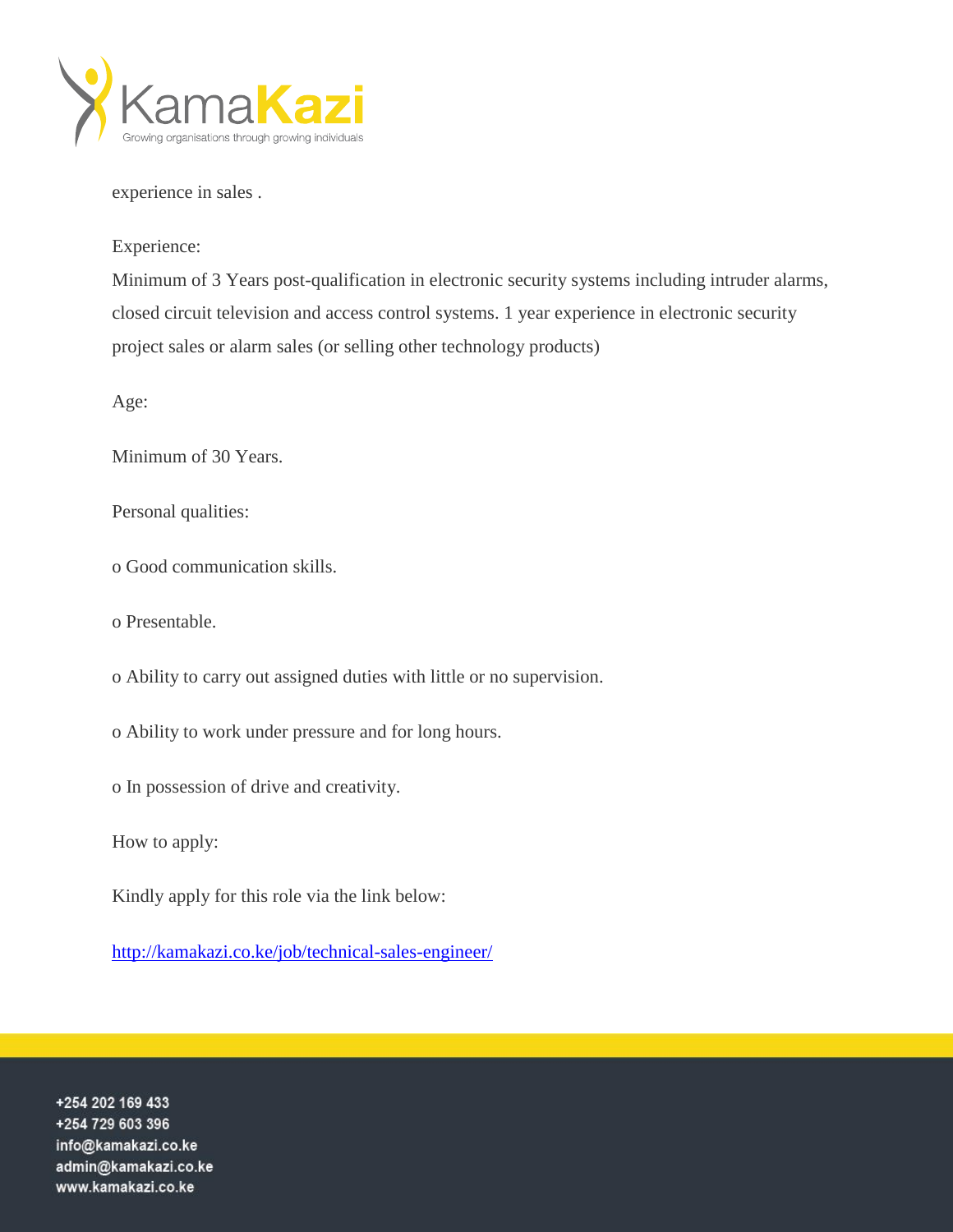experience in sales .

Experience:

Minimum of 3 Years post-qualification in electronic security systems including intruder alarms, closed circuit television and access control systems. 1 year experience in electronic security project sales or alarm sales (or selling other technology products)

Age:

Minimum of 30 Years.

Personal qualities:

- Good communication skills.
- Presentable.
- Ability to carry out assigned duties with little or no supervision.
- Ability to work under pressure and for long hours.
- In possession of drive and creativity.

How to apply:

Kindly apply for this role via the link below:

[http://kamakazi.co.ke/job/technical-sales-engineer/](http://kamakazi.co.ke/job/technical-sales-engineer/)